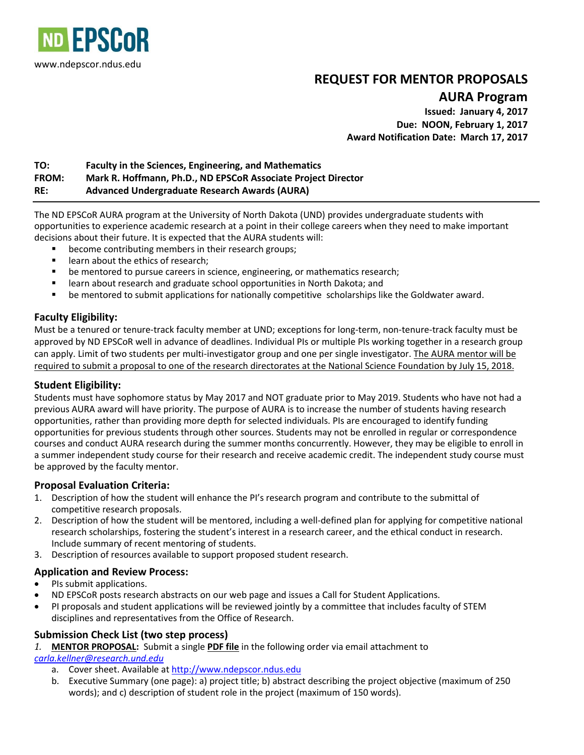ND EPSCoR

www.ndepscor.ndus.edu

# REQUEST FOR MENTOR PROPOSALS

## AURA Program

**Issued: January 4, 2017**
**Due: NOON, February 1, 2017**
**Award Notification Date: March 17, 2017**

**TO:** **Faculty in the Sciences, Engineering, and Mathematics**
**FROM:** **Mark R. Hoffmann, Ph.D., ND EPSCoR Associate Project Director**
**RE:** **Advanced Undergraduate Research Awards (AURA)**

---

The ND EPSCoR AURA program at the University of North Dakota (UND) provides undergraduate students with opportunities to experience academic research at a point in their college careers when they need to make important decisions about their future. It is expected that the AURA students will:

- become contributing members in their research groups;
- learn about the ethics of research;
- be mentored to pursue careers in science, engineering, or mathematics research;
- learn about research and graduate school opportunities in North Dakota; and
- be mentored to submit applications for nationally competitive scholarships like the Goldwater award.

### Faculty Eligibility:

Must be a tenured or tenure-track faculty member at UND; exceptions for long-term, non-tenure-track faculty must be approved by ND EPSCoR well in advance of deadlines. Individual PIs or multiple PIs working together in a research group can apply. Limit of two students per multi-investigator group and one per single investigator. <u>The AURA mentor will be required to submit a proposal to one of the research directorates at the National Science Foundation by July 15, 2018.</u>

### Student Eligibility:

Students must have sophomore status by May 2017 and NOT graduate prior to May 2019. Students who have not had a previous AURA award will have priority. The purpose of AURA is to increase the number of students having research opportunities, rather than providing more depth for selected individuals. PIs are encouraged to identify funding opportunities for previous students through other sources. Students may not be enrolled in regular or correspondence courses and conduct AURA research during the summer months concurrently. However, they may be eligible to enroll in a summer independent study course for their research and receive academic credit. The independent study course must be approved by the faculty mentor.

### Proposal Evaluation Criteria:

1. Description of how the student will enhance the PI's research program and contribute to the submittal of competitive research proposals.
2. Description of how the student will be mentored, including a well-defined plan for applying for competitive national research scholarships, fostering the student's interest in a research career, and the ethical conduct in research. Include summary of recent mentoring of students.
3. Description of resources available to support proposed student research.

### Application and Review Process:

- PIs submit applications.
- ND EPSCoR posts research abstracts on our web page and issues a Call for Student Applications.
- PI proposals and student applications will be reviewed jointly by a committee that includes faculty of STEM disciplines and representatives from the Office of Research.

### Submission Check List (two step process)

*1.* **<u>MENTOR PROPOSAL</u>:** Submit a single **<u>PDF file</u>** in the following order via email attachment to *carla.kellner@research.und.edu*

   a. Cover sheet. Available at http://www.ndepscor.ndus.edu
   b. Executive Summary (one page): a) project title; b) abstract describing the project objective (maximum of 250 words); and c) description of student role in the project (maximum of 150 words).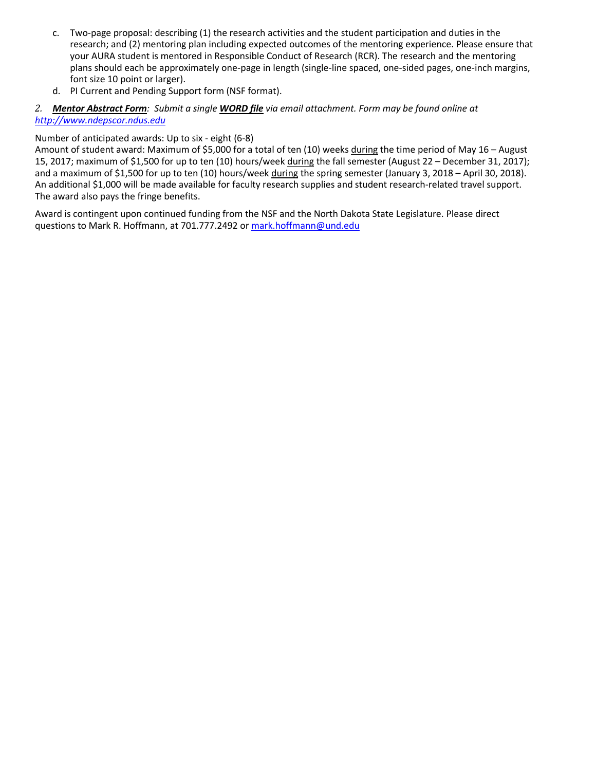c. Two-page proposal: describing (1) the research activities and the student participation and duties in the research; and (2) mentoring plan including expected outcomes of the mentoring experience. Please ensure that your AURA student is mentored in Responsible Conduct of Research (RCR). The research and the mentoring plans should each be approximately one-page in length (single-line spaced, one-sided pages, one-inch margins, font size 10 point or larger).

d. PI Current and Pending Support form (NSF format).

*2. **Mentor Abstract Form**: Submit a single **WORD file** via email attachment. Form may be found online at [http://www.ndepscor.ndus.edu](http://www.ndepscor.ndus.edu)*

Number of anticipated awards: Up to six - eight (6-8)
Amount of student award: Maximum of $5,000 for a total of ten (10) weeks during the time period of May 16 – August 15, 2017; maximum of $1,500 for up to ten (10) hours/week during the fall semester (August 22 – December 31, 2017); and a maximum of $1,500 for up to ten (10) hours/week during the spring semester (January 3, 2018 – April 30, 2018). An additional $1,000 will be made available for faculty research supplies and student research-related travel support. The award also pays the fringe benefits.

Award is contingent upon continued funding from the NSF and the North Dakota State Legislature. Please direct questions to Mark R. Hoffmann, at 701.777.2492 or [mark.hoffmann@und.edu](mailto:mark.hoffmann@und.edu)